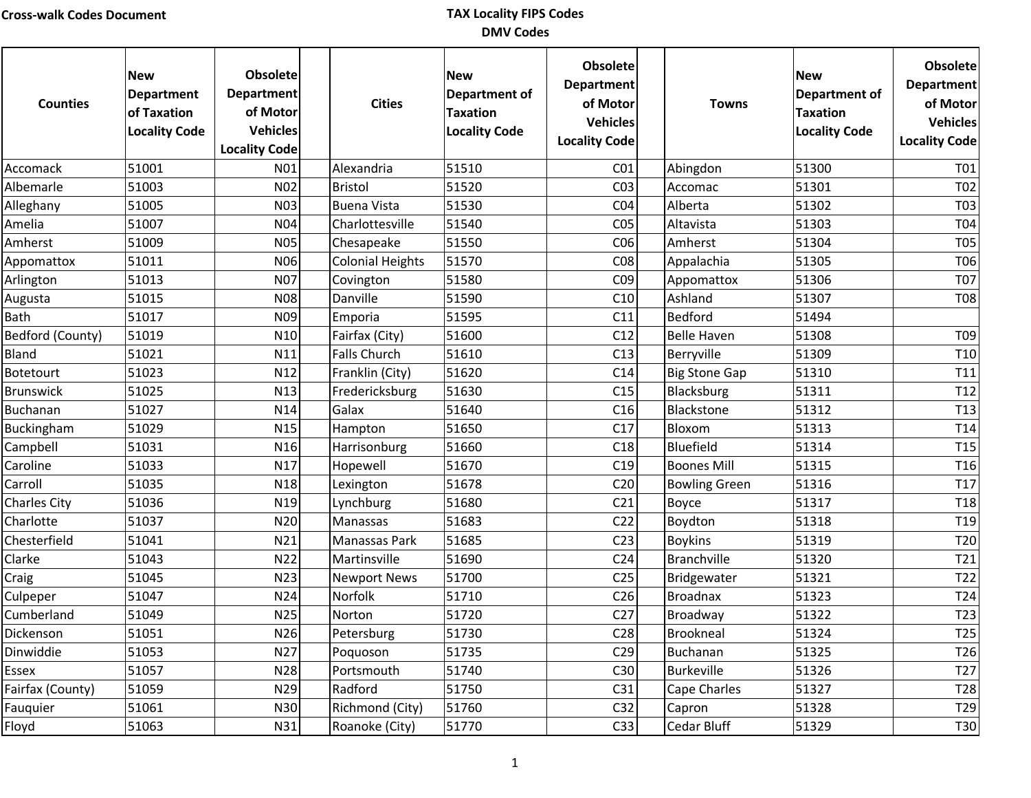**Cross-walk Codes Document**

**TAX Locality FIPS Codes**
**DMV Codes**

| Counties | New Department of Taxation Locality Code | Obsolete Department of Motor Vehicles Locality Code | | Cities | New Department of Taxation Locality Code | Obsolete Department of Motor Vehicles Locality Code | | Towns | New Department of Taxation Locality Code | Obsolete Department of Motor Vehicles Locality Code |
|---|---|---|---|---|---|---|---|---|---|---|
| Accomack | 51001 | N01 | | Alexandria | 51510 | C01 | | Abingdon | 51300 | T01 |
| Albemarle | 51003 | N02 | | Bristol | 51520 | C03 | | Accomac | 51301 | T02 |
| Alleghany | 51005 | N03 | | Buena Vista | 51530 | C04 | | Alberta | 51302 | T03 |
| Amelia | 51007 | N04 | | Charlottesville | 51540 | C05 | | Altavista | 51303 | T04 |
| Amherst | 51009 | N05 | | Chesapeake | 51550 | C06 | | Amherst | 51304 | T05 |
| Appomattox | 51011 | N06 | | Colonial Heights | 51570 | C08 | | Appalachia | 51305 | T06 |
| Arlington | 51013 | N07 | | Covington | 51580 | C09 | | Appomattox | 51306 | T07 |
| Augusta | 51015 | N08 | | Danville | 51590 | C10 | | Ashland | 51307 | T08 |
| Bath | 51017 | N09 | | Emporia | 51595 | C11 | | Bedford | 51494 | |
| Bedford (County) | 51019 | N10 | | Fairfax (City) | 51600 | C12 | | Belle Haven | 51308 | T09 |
| Bland | 51021 | N11 | | Falls Church | 51610 | C13 | | Berryville | 51309 | T10 |
| Botetourt | 51023 | N12 | | Franklin (City) | 51620 | C14 | | Big Stone Gap | 51310 | T11 |
| Brunswick | 51025 | N13 | | Fredericksburg | 51630 | C15 | | Blacksburg | 51311 | T12 |
| Buchanan | 51027 | N14 | | Galax | 51640 | C16 | | Blackstone | 51312 | T13 |
| Buckingham | 51029 | N15 | | Hampton | 51650 | C17 | | Bloxom | 51313 | T14 |
| Campbell | 51031 | N16 | | Harrisonburg | 51660 | C18 | | Bluefield | 51314 | T15 |
| Caroline | 51033 | N17 | | Hopewell | 51670 | C19 | | Boones Mill | 51315 | T16 |
| Carroll | 51035 | N18 | | Lexington | 51678 | C20 | | Bowling Green | 51316 | T17 |
| Charles City | 51036 | N19 | | Lynchburg | 51680 | C21 | | Boyce | 51317 | T18 |
| Charlotte | 51037 | N20 | | Manassas | 51683 | C22 | | Boydton | 51318 | T19 |
| Chesterfield | 51041 | N21 | | Manassas Park | 51685 | C23 | | Boykins | 51319 | T20 |
| Clarke | 51043 | N22 | | Martinsville | 51690 | C24 | | Branchville | 51320 | T21 |
| Craig | 51045 | N23 | | Newport News | 51700 | C25 | | Bridgewater | 51321 | T22 |
| Culpeper | 51047 | N24 | | Norfolk | 51710 | C26 | | Broadnax | 51323 | T24 |
| Cumberland | 51049 | N25 | | Norton | 51720 | C27 | | Broadway | 51322 | T23 |
| Dickenson | 51051 | N26 | | Petersburg | 51730 | C28 | | Brookneal | 51324 | T25 |
| Dinwiddie | 51053 | N27 | | Poquoson | 51735 | C29 | | Buchanan | 51325 | T26 |
| Essex | 51057 | N28 | | Portsmouth | 51740 | C30 | | Burkeville | 51326 | T27 |
| Fairfax (County) | 51059 | N29 | | Radford | 51750 | C31 | | Cape Charles | 51327 | T28 |
| Fauquier | 51061 | N30 | | Richmond (City) | 51760 | C32 | | Capron | 51328 | T29 |
| Floyd | 51063 | N31 | | Roanoke (City) | 51770 | C33 | | Cedar Bluff | 51329 | T30 |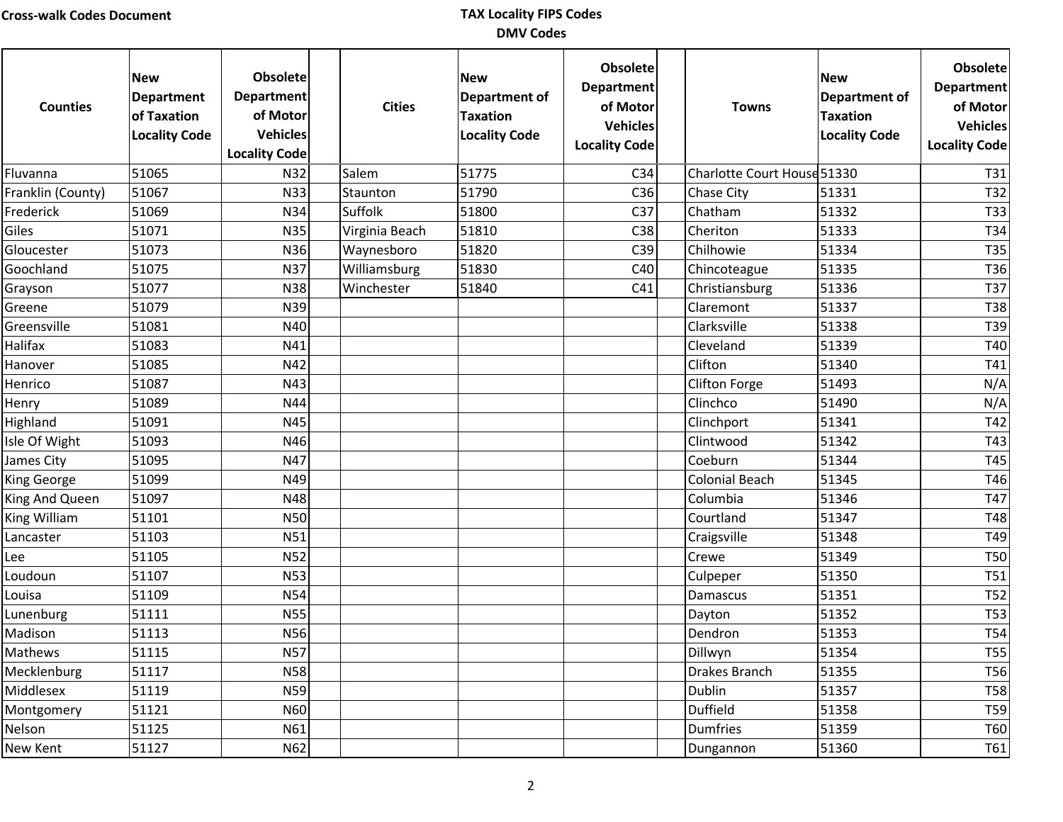**Cross-walk Codes Document**

**TAX Locality FIPS Codes**
**DMV Codes**

| Counties | New Department of Taxation Locality Code | Obsolete Department of Motor Vehicles Locality Code | | Cities | New Department of Taxation Locality Code | Obsolete Department of Motor Vehicles Locality Code | | Towns | New Department of Taxation Locality Code | Obsolete Department of Motor Vehicles Locality Code |
|---|---|---|---|---|---|---|---|---|---|---|
| Fluvanna | 51065 | N32 | | Salem | 51775 | C34 | | Charlotte Court House | 51330 | T31 |
| Franklin (County) | 51067 | N33 | | Staunton | 51790 | C36 | | Chase City | 51331 | T32 |
| Frederick | 51069 | N34 | | Suffolk | 51800 | C37 | | Chatham | 51332 | T33 |
| Giles | 51071 | N35 | | Virginia Beach | 51810 | C38 | | Cheriton | 51333 | T34 |
| Gloucester | 51073 | N36 | | Waynesboro | 51820 | C39 | | Chilhowie | 51334 | T35 |
| Goochland | 51075 | N37 | | Williamsburg | 51830 | C40 | | Chincoteague | 51335 | T36 |
| Grayson | 51077 | N38 | | Winchester | 51840 | C41 | | Christiansburg | 51336 | T37 |
| Greene | 51079 | N39 | | | | | | Claremont | 51337 | T38 |
| Greensville | 51081 | N40 | | | | | | Clarksville | 51338 | T39 |
| Halifax | 51083 | N41 | | | | | | Cleveland | 51339 | T40 |
| Hanover | 51085 | N42 | | | | | | Clifton | 51340 | T41 |
| Henrico | 51087 | N43 | | | | | | Clifton Forge | 51493 | N/A |
| Henry | 51089 | N44 | | | | | | Clinchco | 51490 | N/A |
| Highland | 51091 | N45 | | | | | | Clinchport | 51341 | T42 |
| Isle Of Wight | 51093 | N46 | | | | | | Clintwood | 51342 | T43 |
| James City | 51095 | N47 | | | | | | Coeburn | 51344 | T45 |
| King George | 51099 | N49 | | | | | | Colonial Beach | 51345 | T46 |
| King And Queen | 51097 | N48 | | | | | | Columbia | 51346 | T47 |
| King William | 51101 | N50 | | | | | | Courtland | 51347 | T48 |
| Lancaster | 51103 | N51 | | | | | | Craigsville | 51348 | T49 |
| Lee | 51105 | N52 | | | | | | Crewe | 51349 | T50 |
| Loudoun | 51107 | N53 | | | | | | Culpeper | 51350 | T51 |
| Louisa | 51109 | N54 | | | | | | Damascus | 51351 | T52 |
| Lunenburg | 51111 | N55 | | | | | | Dayton | 51352 | T53 |
| Madison | 51113 | N56 | | | | | | Dendron | 51353 | T54 |
| Mathews | 51115 | N57 | | | | | | Dillwyn | 51354 | T55 |
| Mecklenburg | 51117 | N58 | | | | | | Drakes Branch | 51355 | T56 |
| Middlesex | 51119 | N59 | | | | | | Dublin | 51357 | T58 |
| Montgomery | 51121 | N60 | | | | | | Duffield | 51358 | T59 |
| Nelson | 51125 | N61 | | | | | | Dumfries | 51359 | T60 |
| New Kent | 51127 | N62 | | | | | | Dungannon | 51360 | T61 |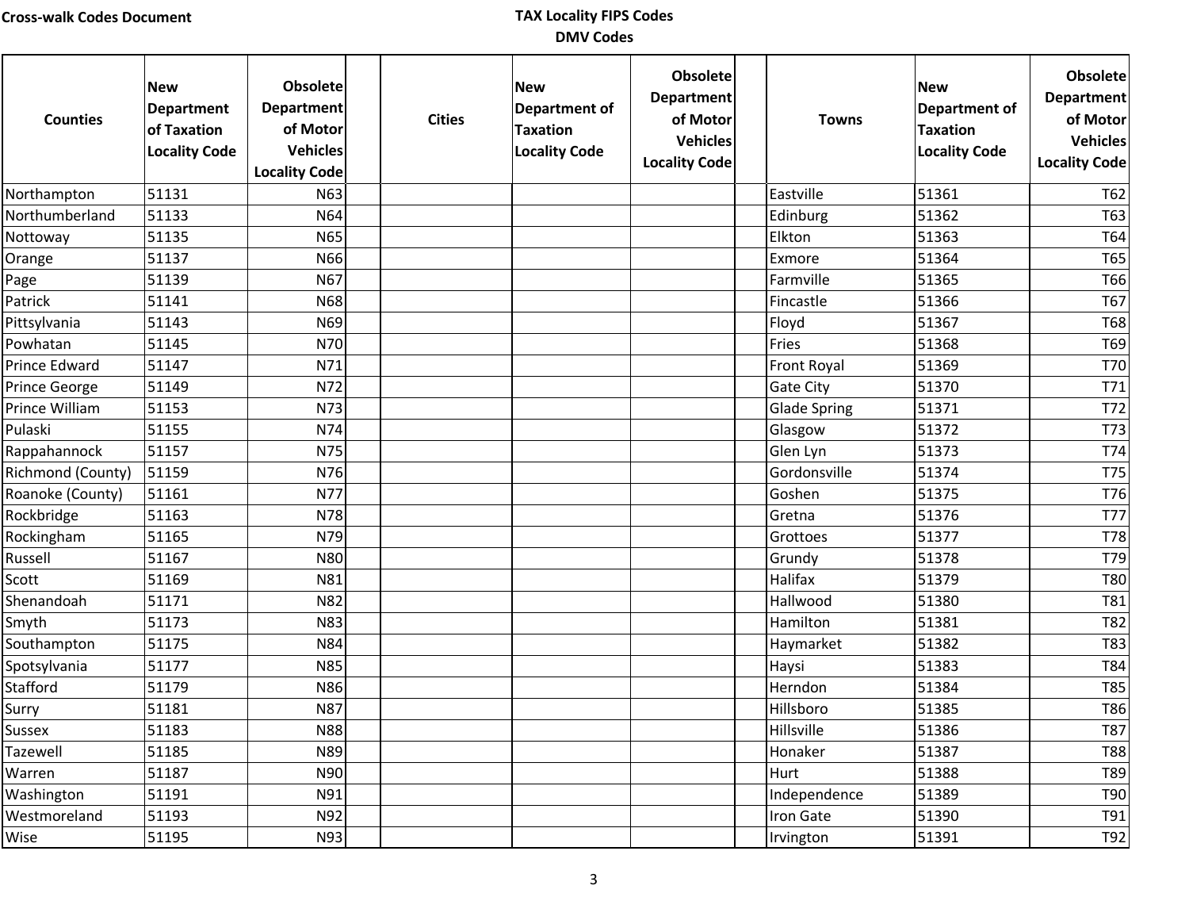Cross-walk Codes Document

**TAX Locality FIPS Codes**
**DMV Codes**

| Counties | New Department of Taxation Locality Code | Obsolete Department of Motor Vehicles Locality Code | | Cities | New Department of Taxation Locality Code | Obsolete Department of Motor Vehicles Locality Code | | Towns | New Department of Taxation Locality Code | Obsolete Department of Motor Vehicles Locality Code |
|---|---|---|---|---|---|---|---|---|---|---|
| Northampton | 51131 | N63 | | | | | | Eastville | 51361 | T62 |
| Northumberland | 51133 | N64 | | | | | | Edinburg | 51362 | T63 |
| Nottoway | 51135 | N65 | | | | | | Elkton | 51363 | T64 |
| Orange | 51137 | N66 | | | | | | Exmore | 51364 | T65 |
| Page | 51139 | N67 | | | | | | Farmville | 51365 | T66 |
| Patrick | 51141 | N68 | | | | | | Fincastle | 51366 | T67 |
| Pittsylvania | 51143 | N69 | | | | | | Floyd | 51367 | T68 |
| Powhatan | 51145 | N70 | | | | | | Fries | 51368 | T69 |
| Prince Edward | 51147 | N71 | | | | | | Front Royal | 51369 | T70 |
| Prince George | 51149 | N72 | | | | | | Gate City | 51370 | T71 |
| Prince William | 51153 | N73 | | | | | | Glade Spring | 51371 | T72 |
| Pulaski | 51155 | N74 | | | | | | Glasgow | 51372 | T73 |
| Rappahannock | 51157 | N75 | | | | | | Glen Lyn | 51373 | T74 |
| Richmond (County) | 51159 | N76 | | | | | | Gordonsville | 51374 | T75 |
| Roanoke (County) | 51161 | N77 | | | | | | Goshen | 51375 | T76 |
| Rockbridge | 51163 | N78 | | | | | | Gretna | 51376 | T77 |
| Rockingham | 51165 | N79 | | | | | | Grottoes | 51377 | T78 |
| Russell | 51167 | N80 | | | | | | Grundy | 51378 | T79 |
| Scott | 51169 | N81 | | | | | | Halifax | 51379 | T80 |
| Shenandoah | 51171 | N82 | | | | | | Hallwood | 51380 | T81 |
| Smyth | 51173 | N83 | | | | | | Hamilton | 51381 | T82 |
| Southampton | 51175 | N84 | | | | | | Haymarket | 51382 | T83 |
| Spotsylvania | 51177 | N85 | | | | | | Haysi | 51383 | T84 |
| Stafford | 51179 | N86 | | | | | | Herndon | 51384 | T85 |
| Surry | 51181 | N87 | | | | | | Hillsboro | 51385 | T86 |
| Sussex | 51183 | N88 | | | | | | Hillsville | 51386 | T87 |
| Tazewell | 51185 | N89 | | | | | | Honaker | 51387 | T88 |
| Warren | 51187 | N90 | | | | | | Hurt | 51388 | T89 |
| Washington | 51191 | N91 | | | | | | Independence | 51389 | T90 |
| Westmoreland | 51193 | N92 | | | | | | Iron Gate | 51390 | T91 |
| Wise | 51195 | N93 | | | | | | Irvington | 51391 | T92 |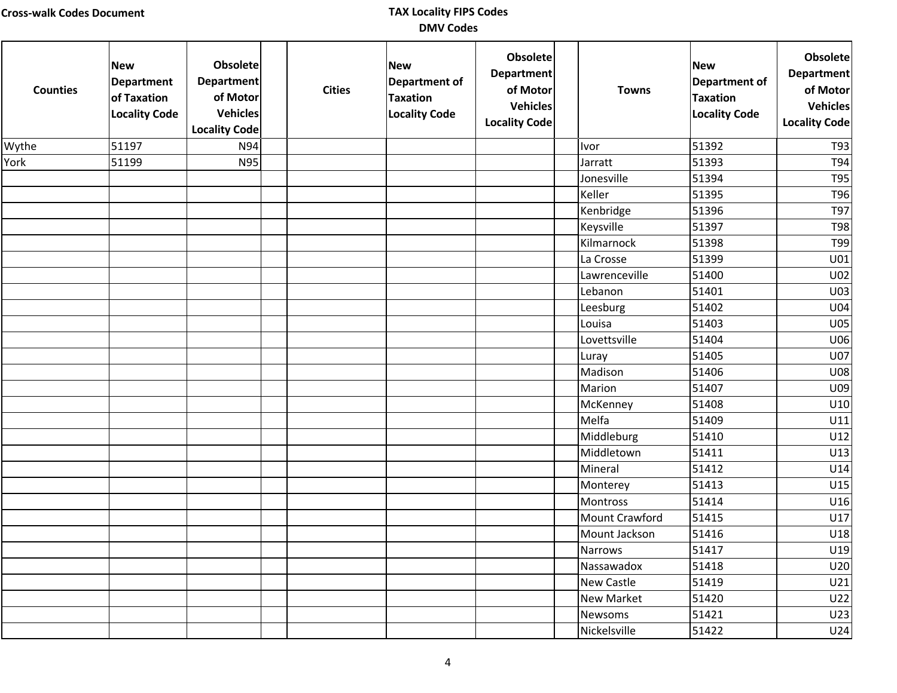**Cross-walk Codes Document**

**TAX Locality FIPS Codes**
**DMV Codes**

| Counties | New Department of Taxation Locality Code | Obsolete Department of Motor Vehicles Locality Code | | Cities | New Department of Taxation Locality Code | Obsolete Department of Motor Vehicles Locality Code | | Towns | New Department of Taxation Locality Code | Obsolete Department of Motor Vehicles Locality Code |
|---|---|---|---|---|---|---|---|---|---|---|
| Wythe | 51197 | N94 | | | | | | Ivor | 51392 | T93 |
| York | 51199 | N95 | | | | | | Jarratt | 51393 | T94 |
| | | | | | | | | Jonesville | 51394 | T95 |
| | | | | | | | | Keller | 51395 | T96 |
| | | | | | | | | Kenbridge | 51396 | T97 |
| | | | | | | | | Keysville | 51397 | T98 |
| | | | | | | | | Kilmarnock | 51398 | T99 |
| | | | | | | | | La Crosse | 51399 | U01 |
| | | | | | | | | Lawrenceville | 51400 | U02 |
| | | | | | | | | Lebanon | 51401 | U03 |
| | | | | | | | | Leesburg | 51402 | U04 |
| | | | | | | | | Louisa | 51403 | U05 |
| | | | | | | | | Lovettsville | 51404 | U06 |
| | | | | | | | | Luray | 51405 | U07 |
| | | | | | | | | Madison | 51406 | U08 |
| | | | | | | | | Marion | 51407 | U09 |
| | | | | | | | | McKenney | 51408 | U10 |
| | | | | | | | | Melfa | 51409 | U11 |
| | | | | | | | | Middleburg | 51410 | U12 |
| | | | | | | | | Middletown | 51411 | U13 |
| | | | | | | | | Mineral | 51412 | U14 |
| | | | | | | | | Monterey | 51413 | U15 |
| | | | | | | | | Montross | 51414 | U16 |
| | | | | | | | | Mount Crawford | 51415 | U17 |
| | | | | | | | | Mount Jackson | 51416 | U18 |
| | | | | | | | | Narrows | 51417 | U19 |
| | | | | | | | | Nassawadox | 51418 | U20 |
| | | | | | | | | New Castle | 51419 | U21 |
| | | | | | | | | New Market | 51420 | U22 |
| | | | | | | | | Newsoms | 51421 | U23 |
| | | | | | | | | Nickelsville | 51422 | U24 |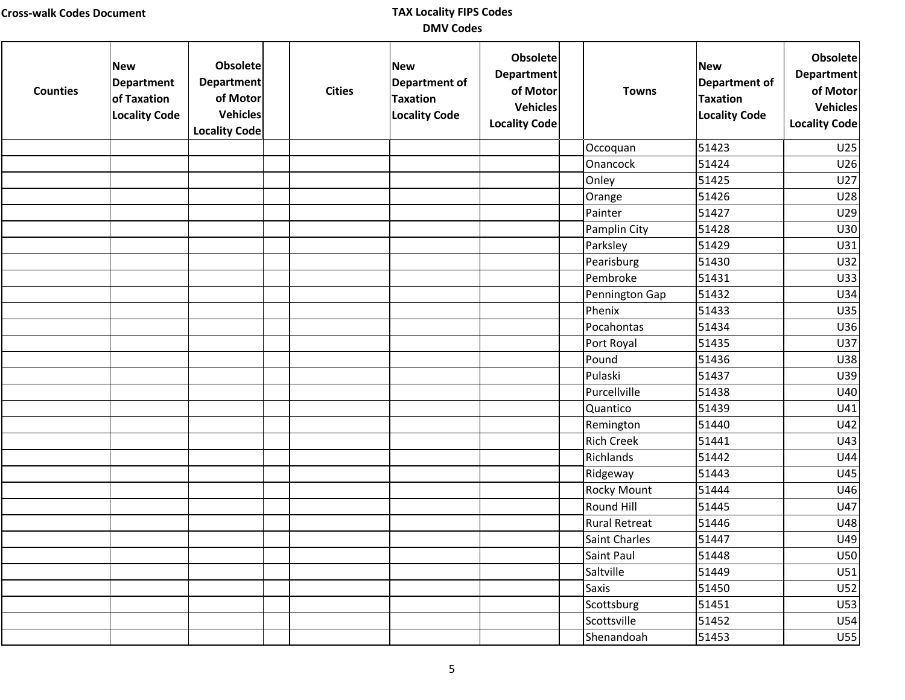Cross-walk Codes Document

**TAX Locality FIPS Codes**
**DMV Codes**

| Counties | New Department of Taxation Locality Code | Obsolete Department of Motor Vehicles Locality Code | | Cities | New Department of Taxation Locality Code | Obsolete Department of Motor Vehicles Locality Code | | Towns | New Department of Taxation Locality Code | Obsolete Department of Motor Vehicles Locality Code |
|---|---|---|---|---|---|---|---|---|---|---|
| | | | | | | | | Occoquan | 51423 | U25 |
| | | | | | | | | Onancock | 51424 | U26 |
| | | | | | | | | Onley | 51425 | U27 |
| | | | | | | | | Orange | 51426 | U28 |
| | | | | | | | | Painter | 51427 | U29 |
| | | | | | | | | Pamplin City | 51428 | U30 |
| | | | | | | | | Parksley | 51429 | U31 |
| | | | | | | | | Pearisburg | 51430 | U32 |
| | | | | | | | | Pembroke | 51431 | U33 |
| | | | | | | | | Pennington Gap | 51432 | U34 |
| | | | | | | | | Phenix | 51433 | U35 |
| | | | | | | | | Pocahontas | 51434 | U36 |
| | | | | | | | | Port Royal | 51435 | U37 |
| | | | | | | | | Pound | 51436 | U38 |
| | | | | | | | | Pulaski | 51437 | U39 |
| | | | | | | | | Purcellville | 51438 | U40 |
| | | | | | | | | Quantico | 51439 | U41 |
| | | | | | | | | Remington | 51440 | U42 |
| | | | | | | | | Rich Creek | 51441 | U43 |
| | | | | | | | | Richlands | 51442 | U44 |
| | | | | | | | | Ridgeway | 51443 | U45 |
| | | | | | | | | Rocky Mount | 51444 | U46 |
| | | | | | | | | Round Hill | 51445 | U47 |
| | | | | | | | | Rural Retreat | 51446 | U48 |
| | | | | | | | | Saint Charles | 51447 | U49 |
| | | | | | | | | Saint Paul | 51448 | U50 |
| | | | | | | | | Saltville | 51449 | U51 |
| | | | | | | | | Saxis | 51450 | U52 |
| | | | | | | | | Scottsburg | 51451 | U53 |
| | | | | | | | | Scottsville | 51452 | U54 |
| | | | | | | | | Shenandoah | 51453 | U55 |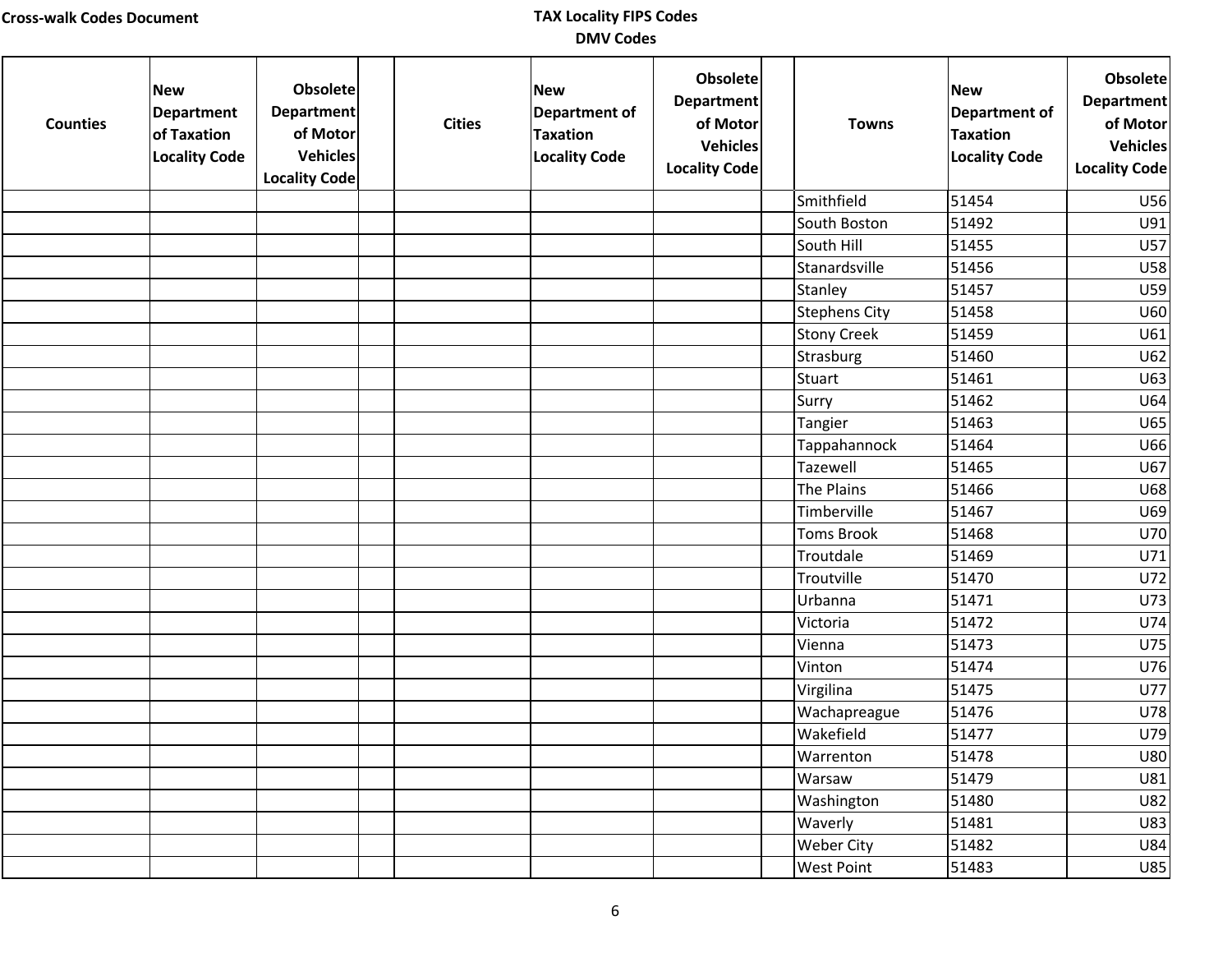**Cross-walk Codes Document**

**TAX Locality FIPS Codes**
**DMV Codes**

| Counties | New Department of Taxation Locality Code | Obsolete Department of Motor Vehicles Locality Code | | Cities | New Department of Taxation Locality Code | Obsolete Department of Motor Vehicles Locality Code | | Towns | New Department of Taxation Locality Code | Obsolete Department of Motor Vehicles Locality Code |
|---|---|---|---|---|---|---|---|---|---|---|
| | | | | | | | | Smithfield | 51454 | U56 |
| | | | | | | | | South Boston | 51492 | U91 |
| | | | | | | | | South Hill | 51455 | U57 |
| | | | | | | | | Stanardsville | 51456 | U58 |
| | | | | | | | | Stanley | 51457 | U59 |
| | | | | | | | | Stephens City | 51458 | U60 |
| | | | | | | | | Stony Creek | 51459 | U61 |
| | | | | | | | | Strasburg | 51460 | U62 |
| | | | | | | | | Stuart | 51461 | U63 |
| | | | | | | | | Surry | 51462 | U64 |
| | | | | | | | | Tangier | 51463 | U65 |
| | | | | | | | | Tappahannock | 51464 | U66 |
| | | | | | | | | Tazewell | 51465 | U67 |
| | | | | | | | | The Plains | 51466 | U68 |
| | | | | | | | | Timberville | 51467 | U69 |
| | | | | | | | | Toms Brook | 51468 | U70 |
| | | | | | | | | Troutdale | 51469 | U71 |
| | | | | | | | | Troutville | 51470 | U72 |
| | | | | | | | | Urbanna | 51471 | U73 |
| | | | | | | | | Victoria | 51472 | U74 |
| | | | | | | | | Vienna | 51473 | U75 |
| | | | | | | | | Vinton | 51474 | U76 |
| | | | | | | | | Virgilina | 51475 | U77 |
| | | | | | | | | Wachapreague | 51476 | U78 |
| | | | | | | | | Wakefield | 51477 | U79 |
| | | | | | | | | Warrenton | 51478 | U80 |
| | | | | | | | | Warsaw | 51479 | U81 |
| | | | | | | | | Washington | 51480 | U82 |
| | | | | | | | | Waverly | 51481 | U83 |
| | | | | | | | | Weber City | 51482 | U84 |
| | | | | | | | | West Point | 51483 | U85 |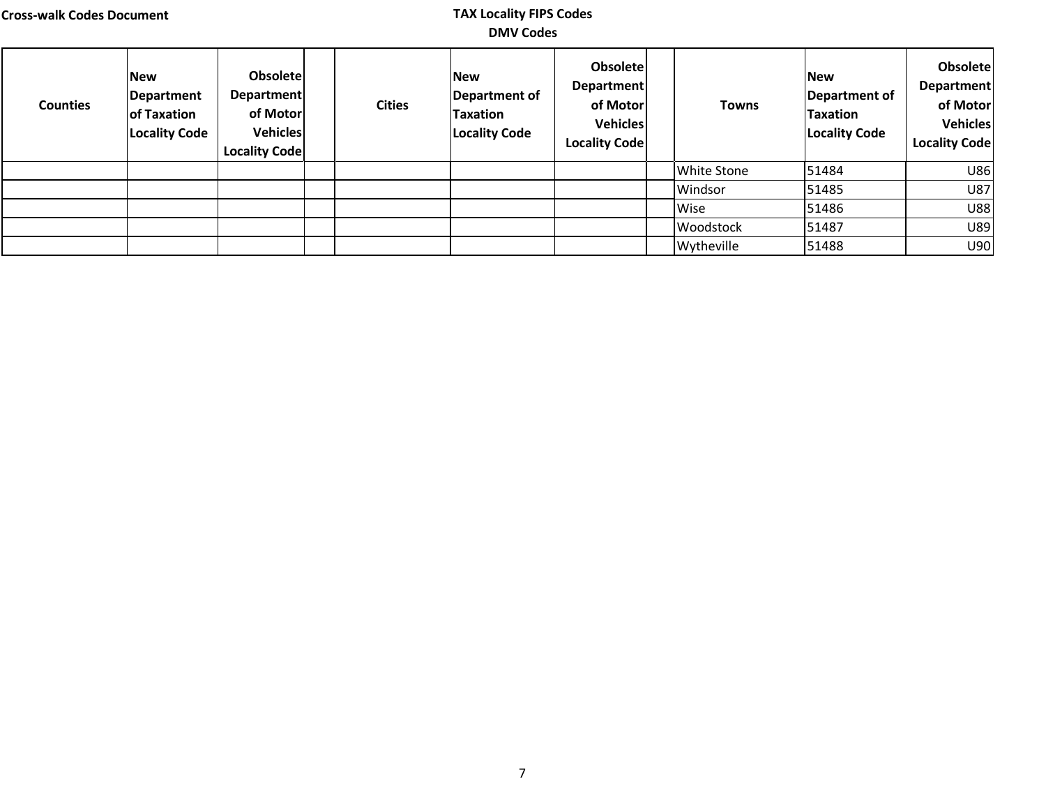| Counties | New Department of Taxation Locality Code | Obsolete Department of Motor Vehicles Locality Code | | Cities | New Department of Taxation Locality Code | Obsolete Department of Motor Vehicles Locality Code | | Towns | New Department of Taxation Locality Code | Obsolete Department of Motor Vehicles Locality Code |
|---|---|---|---|---|---|---|---|---|---|---|
| | | | | | | | | White Stone | 51484 | U86 |
| | | | | | | | | Windsor | 51485 | U87 |
| | | | | | | | | Wise | 51486 | U88 |
| | | | | | | | | Woodstock | 51487 | U89 |
| | | | | | | | | Wytheville | 51488 | U90 |